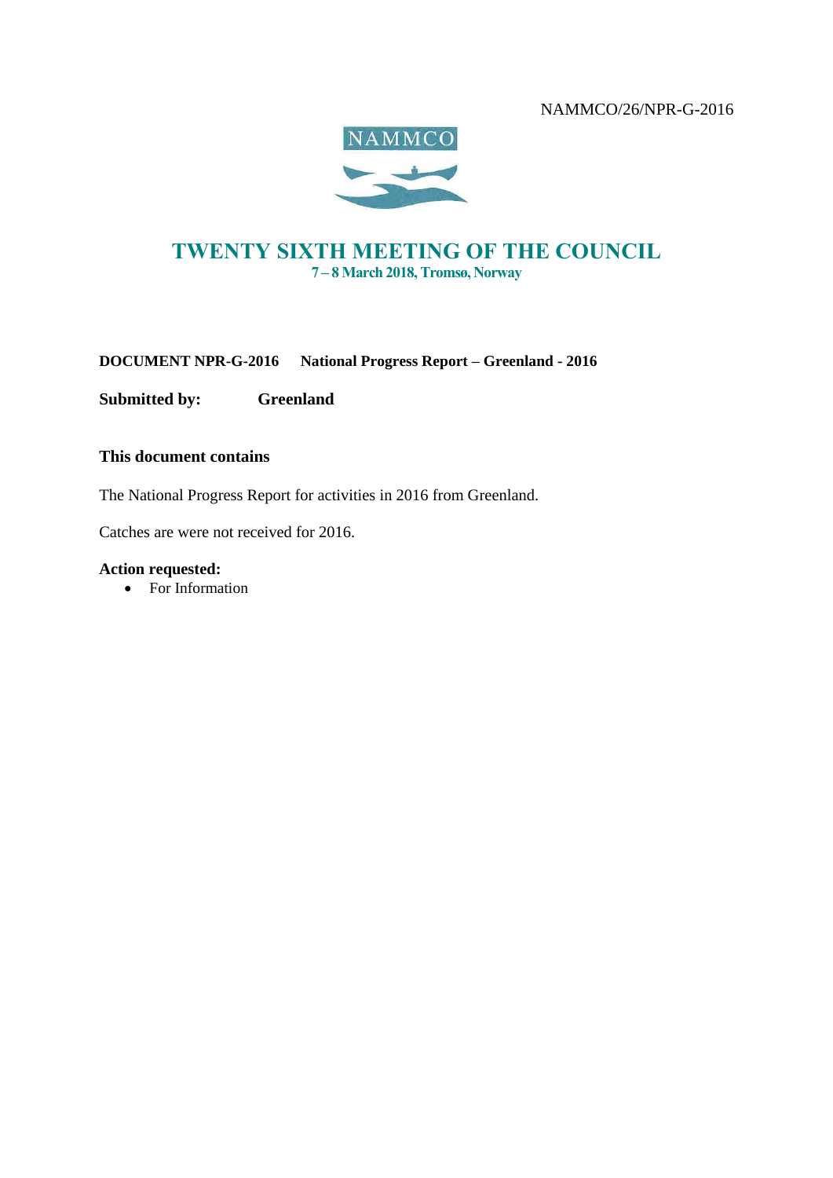NAMMCO/26/NPR-G-2016

NAMMCO

# TWENTY SIXTH MEETING OF THE COUNCIL

**7 – 8 March 2018, Tromsø, Norway**

**DOCUMENT NPR-G-2016 National Progress Report – Greenland - 2016**

**Submitted by: Greenland**

### This document contains

The National Progress Report for activities in 2016 from Greenland.

Catches are were not received for 2016.

### Action requested:

- For Information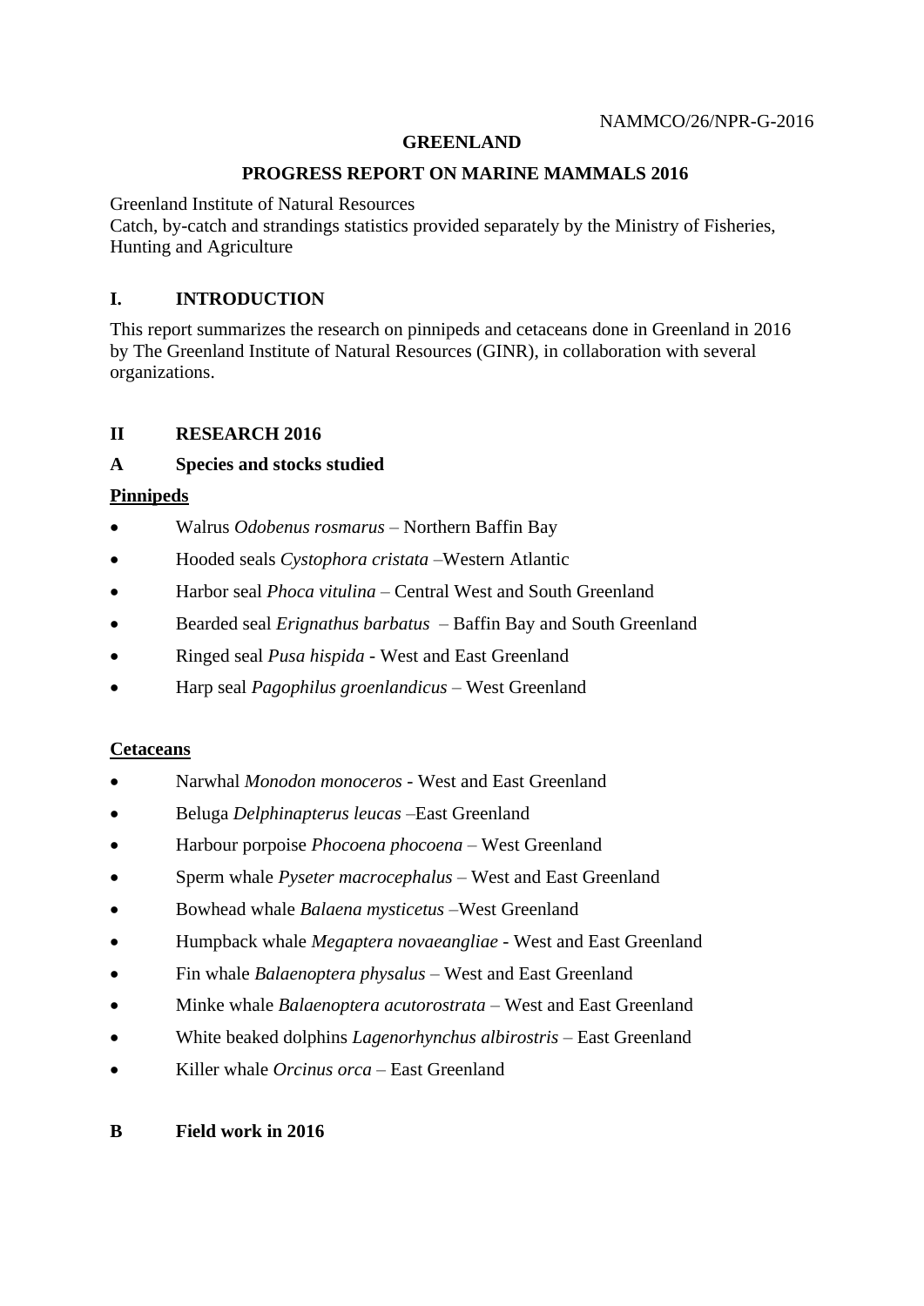NAMMCO/26/NPR-G-2016

# GREENLAND

# PROGRESS REPORT ON MARINE MAMMALS 2016

Greenland Institute of Natural Resources
Catch, by-catch and strandings statistics provided separately by the Ministry of Fisheries, Hunting and Agriculture

## I. INTRODUCTION

This report summarizes the research on pinnipeds and cetaceans done in Greenland in 2016 by The Greenland Institute of Natural Resources (GINR), in collaboration with several organizations.

## II RESEARCH 2016

### A Species and stocks studied

**Pinnipeds**

- Walrus *Odobenus rosmarus* – Northern Baffin Bay
- Hooded seals *Cystophora cristata* –Western Atlantic
- Harbor seal *Phoca vitulina* – Central West and South Greenland
- Bearded seal *Erignathus barbatus* – Baffin Bay and South Greenland
- Ringed seal *Pusa hispida* - West and East Greenland
- Harp seal *Pagophilus groenlandicus* – West Greenland

**Cetaceans**

- Narwhal *Monodon monoceros* - West and East Greenland
- Beluga *Delphinapterus leucas* –East Greenland
- Harbour porpoise *Phocoena phocoena* – West Greenland
- Sperm whale *Pyseter macrocephalus* – West and East Greenland
- Bowhead whale *Balaena mysticetus* –West Greenland
- Humpback whale *Megaptera novaeangliae* - West and East Greenland
- Fin whale *Balaenoptera physalus* – West and East Greenland
- Minke whale *Balaenoptera acutorostrata* – West and East Greenland
- White beaked dolphins *Lagenorhynchus albirostris* – East Greenland
- Killer whale *Orcinus orca* – East Greenland

### B Field work in 2016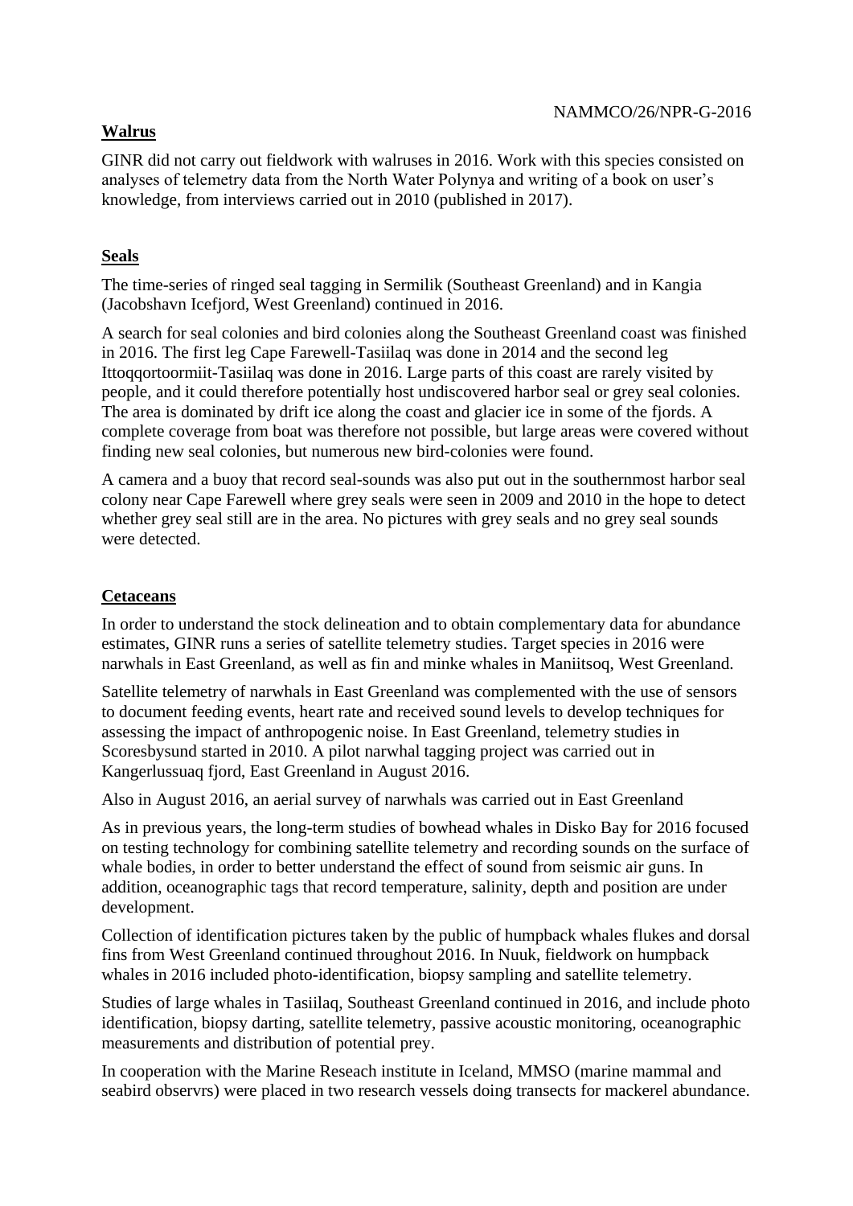## Walrus

GINR did not carry out fieldwork with walruses in 2016. Work with this species consisted on analyses of telemetry data from the North Water Polynya and writing of a book on user's knowledge, from interviews carried out in 2010 (published in 2017).

## Seals

The time-series of ringed seal tagging in Sermilik (Southeast Greenland) and in Kangia (Jacobshavn Icefjord, West Greenland) continued in 2016.

A search for seal colonies and bird colonies along the Southeast Greenland coast was finished in 2016. The first leg Cape Farewell-Tasiilaq was done in 2014 and the second leg Ittoqqortoormiit-Tasiilaq was done in 2016. Large parts of this coast are rarely visited by people, and it could therefore potentially host undiscovered harbor seal or grey seal colonies. The area is dominated by drift ice along the coast and glacier ice in some of the fjords. A complete coverage from boat was therefore not possible, but large areas were covered without finding new seal colonies, but numerous new bird-colonies were found.

A camera and a buoy that record seal-sounds was also put out in the southernmost harbor seal colony near Cape Farewell where grey seals were seen in 2009 and 2010 in the hope to detect whether grey seal still are in the area. No pictures with grey seals and no grey seal sounds were detected.

## Cetaceans

In order to understand the stock delineation and to obtain complementary data for abundance estimates, GINR runs a series of satellite telemetry studies. Target species in 2016 were narwhals in East Greenland, as well as fin and minke whales in Maniitsoq, West Greenland.

Satellite telemetry of narwhals in East Greenland was complemented with the use of sensors to document feeding events, heart rate and received sound levels to develop techniques for assessing the impact of anthropogenic noise. In East Greenland, telemetry studies in Scoresbysund started in 2010. A pilot narwhal tagging project was carried out in Kangerlussuaq fjord, East Greenland in August 2016.

Also in August 2016, an aerial survey of narwhals was carried out in East Greenland

As in previous years, the long-term studies of bowhead whales in Disko Bay for 2016 focused on testing technology for combining satellite telemetry and recording sounds on the surface of whale bodies, in order to better understand the effect of sound from seismic air guns. In addition, oceanographic tags that record temperature, salinity, depth and position are under development.

Collection of identification pictures taken by the public of humpback whales flukes and dorsal fins from West Greenland continued throughout 2016. In Nuuk, fieldwork on humpback whales in 2016 included photo-identification, biopsy sampling and satellite telemetry.

Studies of large whales in Tasiilaq, Southeast Greenland continued in 2016, and include photo identification, biopsy darting, satellite telemetry, passive acoustic monitoring, oceanographic measurements and distribution of potential prey.

In cooperation with the Marine Reseach institute in Iceland, MMSO (marine mammal and seabird observrs) were placed in two research vessels doing transects for mackerel abundance.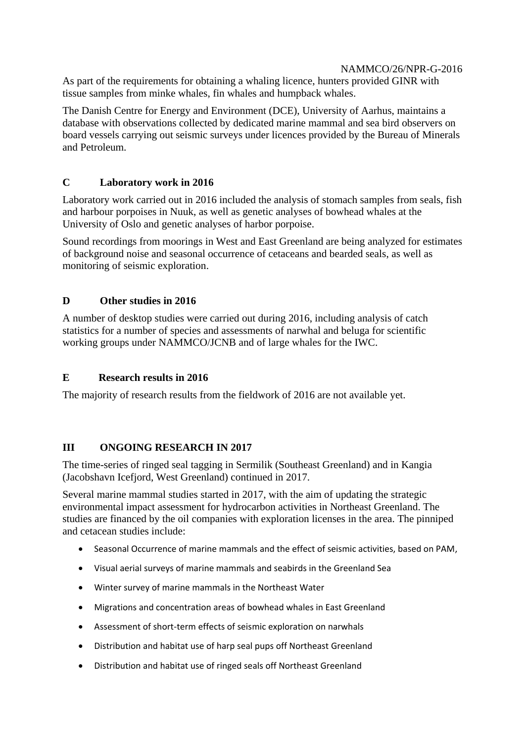As part of the requirements for obtaining a whaling licence, hunters provided GINR with tissue samples from minke whales, fin whales and humpback whales.

The Danish Centre for Energy and Environment (DCE), University of Aarhus, maintains a database with observations collected by dedicated marine mammal and sea bird observers on board vessels carrying out seismic surveys under licences provided by the Bureau of Minerals and Petroleum.

### C Laboratory work in 2016

Laboratory work carried out in 2016 included the analysis of stomach samples from seals, fish and harbour porpoises in Nuuk, as well as genetic analyses of bowhead whales at the University of Oslo and genetic analyses of harbor porpoise.

Sound recordings from moorings in West and East Greenland are being analyzed for estimates of background noise and seasonal occurrence of cetaceans and bearded seals, as well as monitoring of seismic exploration.

### D Other studies in 2016

A number of desktop studies were carried out during 2016, including analysis of catch statistics for a number of species and assessments of narwhal and beluga for scientific working groups under NAMMCO/JCNB and of large whales for the IWC.

### E Research results in 2016

The majority of research results from the fieldwork of 2016 are not available yet.

## III ONGOING RESEARCH IN 2017

The time-series of ringed seal tagging in Sermilik (Southeast Greenland) and in Kangia (Jacobshavn Icefjord, West Greenland) continued in 2017.

Several marine mammal studies started in 2017, with the aim of updating the strategic environmental impact assessment for hydrocarbon activities in Northeast Greenland. The studies are financed by the oil companies with exploration licenses in the area. The pinniped and cetacean studies include:

- Seasonal Occurrence of marine mammals and the effect of seismic activities, based on PAM,
- Visual aerial surveys of marine mammals and seabirds in the Greenland Sea
- Winter survey of marine mammals in the Northeast Water
- Migrations and concentration areas of bowhead whales in East Greenland
- Assessment of short-term effects of seismic exploration on narwhals
- Distribution and habitat use of harp seal pups off Northeast Greenland
- Distribution and habitat use of ringed seals off Northeast Greenland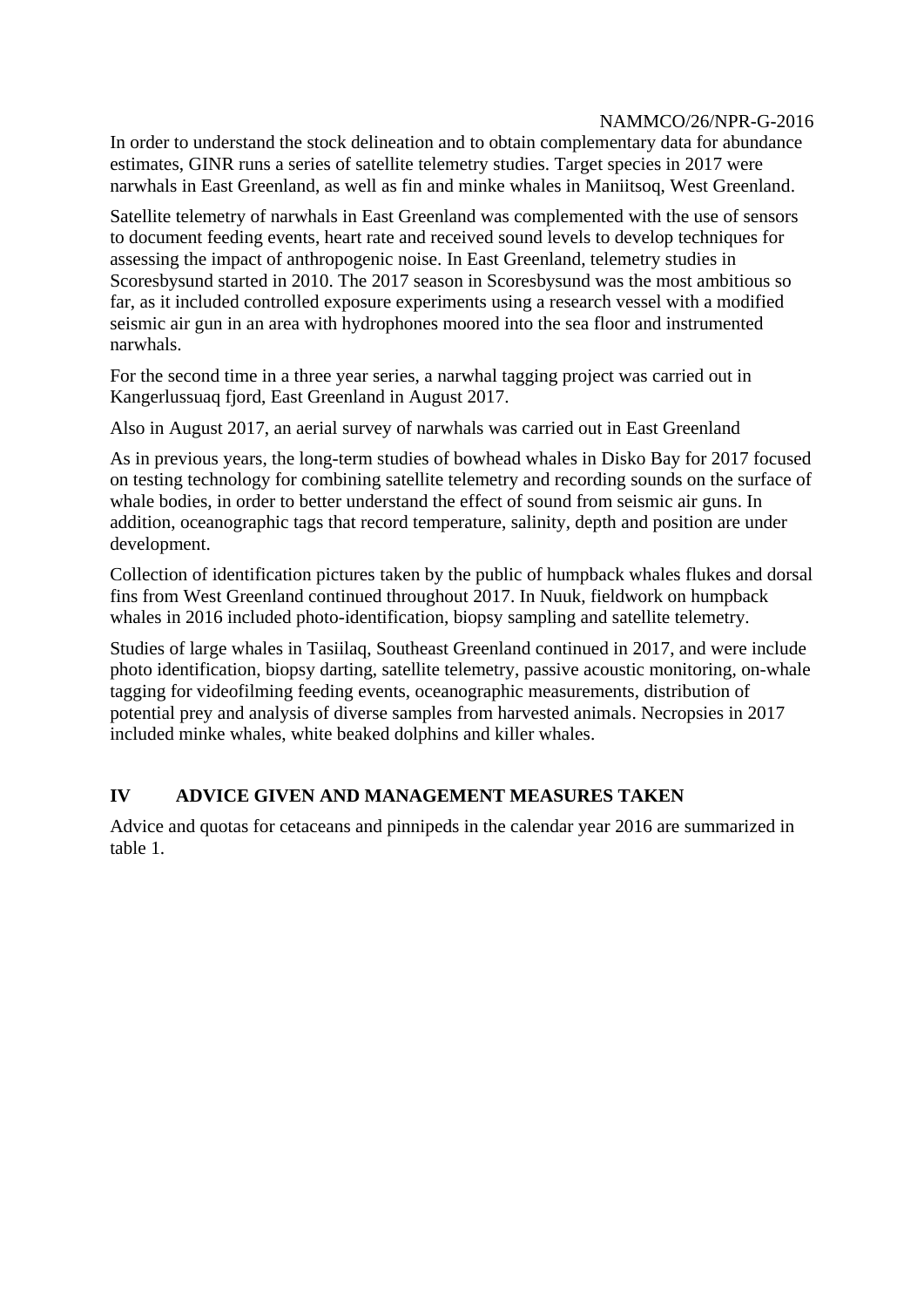In order to understand the stock delineation and to obtain complementary data for abundance estimates, GINR runs a series of satellite telemetry studies. Target species in 2017 were narwhals in East Greenland, as well as fin and minke whales in Maniitsoq, West Greenland.

Satellite telemetry of narwhals in East Greenland was complemented with the use of sensors to document feeding events, heart rate and received sound levels to develop techniques for assessing the impact of anthropogenic noise. In East Greenland, telemetry studies in Scoresbysund started in 2010. The 2017 season in Scoresbysund was the most ambitious so far, as it included controlled exposure experiments using a research vessel with a modified seismic air gun in an area with hydrophones moored into the sea floor and instrumented narwhals.

For the second time in a three year series, a narwhal tagging project was carried out in Kangerlussuaq fjord, East Greenland in August 2017.

Also in August 2017, an aerial survey of narwhals was carried out in East Greenland

As in previous years, the long-term studies of bowhead whales in Disko Bay for 2017 focused on testing technology for combining satellite telemetry and recording sounds on the surface of whale bodies, in order to better understand the effect of sound from seismic air guns. In addition, oceanographic tags that record temperature, salinity, depth and position are under development.

Collection of identification pictures taken by the public of humpback whales flukes and dorsal fins from West Greenland continued throughout 2017. In Nuuk, fieldwork on humpback whales in 2016 included photo-identification, biopsy sampling and satellite telemetry.

Studies of large whales in Tasiilaq, Southeast Greenland continued in 2017, and were include photo identification, biopsy darting, satellite telemetry, passive acoustic monitoring, on-whale tagging for videofilming feeding events, oceanographic measurements, distribution of potential prey and analysis of diverse samples from harvested animals. Necropsies in 2017 included minke whales, white beaked dolphins and killer whales.

## IV ADVICE GIVEN AND MANAGEMENT MEASURES TAKEN

Advice and quotas for cetaceans and pinnipeds in the calendar year 2016 are summarized in table 1.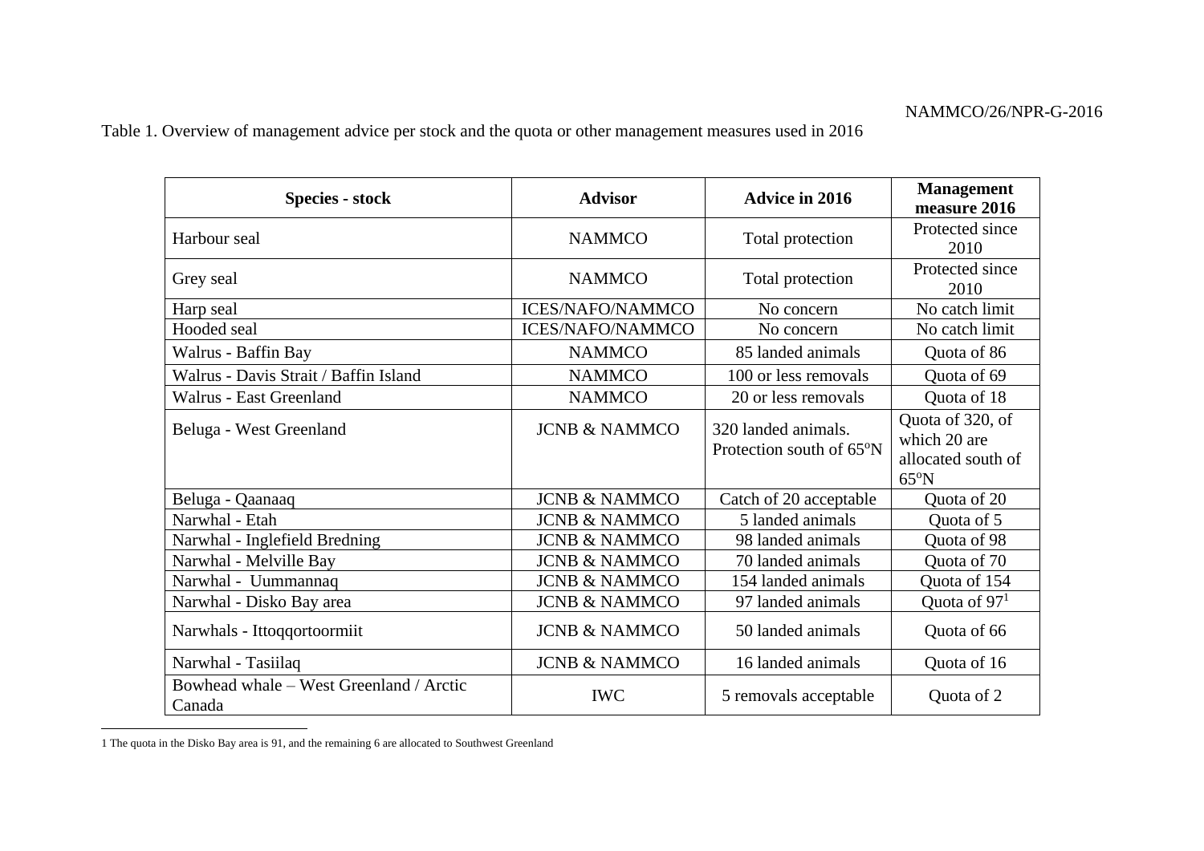Table 1. Overview of management advice per stock and the quota or other management measures used in 2016

| Species - stock | Advisor | Advice in 2016 | Management measure 2016 |
|---|---|---|---|
| Harbour seal | NAMMCO | Total protection | Protected since 2010 |
| Grey seal | NAMMCO | Total protection | Protected since 2010 |
| Harp seal | ICES/NAFO/NAMMCO | No concern | No catch limit |
| Hooded seal | ICES/NAFO/NAMMCO | No concern | No catch limit |
| Walrus - Baffin Bay | NAMMCO | 85 landed animals | Quota of 86 |
| Walrus - Davis Strait / Baffin Island | NAMMCO | 100 or less removals | Quota of 69 |
| Walrus - East Greenland | NAMMCO | 20 or less removals | Quota of 18 |
| Beluga - West Greenland | JCNB & NAMMCO | 320 landed animals. Protection south of 65ºN | Quota of 320, of which 20 are allocated south of 65ºN |
| Beluga - Qaanaaq | JCNB & NAMMCO | Catch of 20 acceptable | Quota of 20 |
| Narwhal - Etah | JCNB & NAMMCO | 5 landed animals | Quota of 5 |
| Narwhal - Inglefield Bredning | JCNB & NAMMCO | 98 landed animals | Quota of 98 |
| Narwhal - Melville Bay | JCNB & NAMMCO | 70 landed animals | Quota of 70 |
| Narwhal - Uummannaq | JCNB & NAMMCO | 154 landed animals | Quota of 154 |
| Narwhal - Disko Bay area | JCNB & NAMMCO | 97 landed animals | Quota of 97[1] |
| Narwhals - Ittoqqortoormiit | JCNB & NAMMCO | 50 landed animals | Quota of 66 |
| Narwhal - Tasiilaq | JCNB & NAMMCO | 16 landed animals | Quota of 16 |
| Bowhead whale – West Greenland / Arctic Canada | IWC | 5 removals acceptable | Quota of 2 |

1 The quota in the Disko Bay area is 91, and the remaining 6 are allocated to Southwest Greenland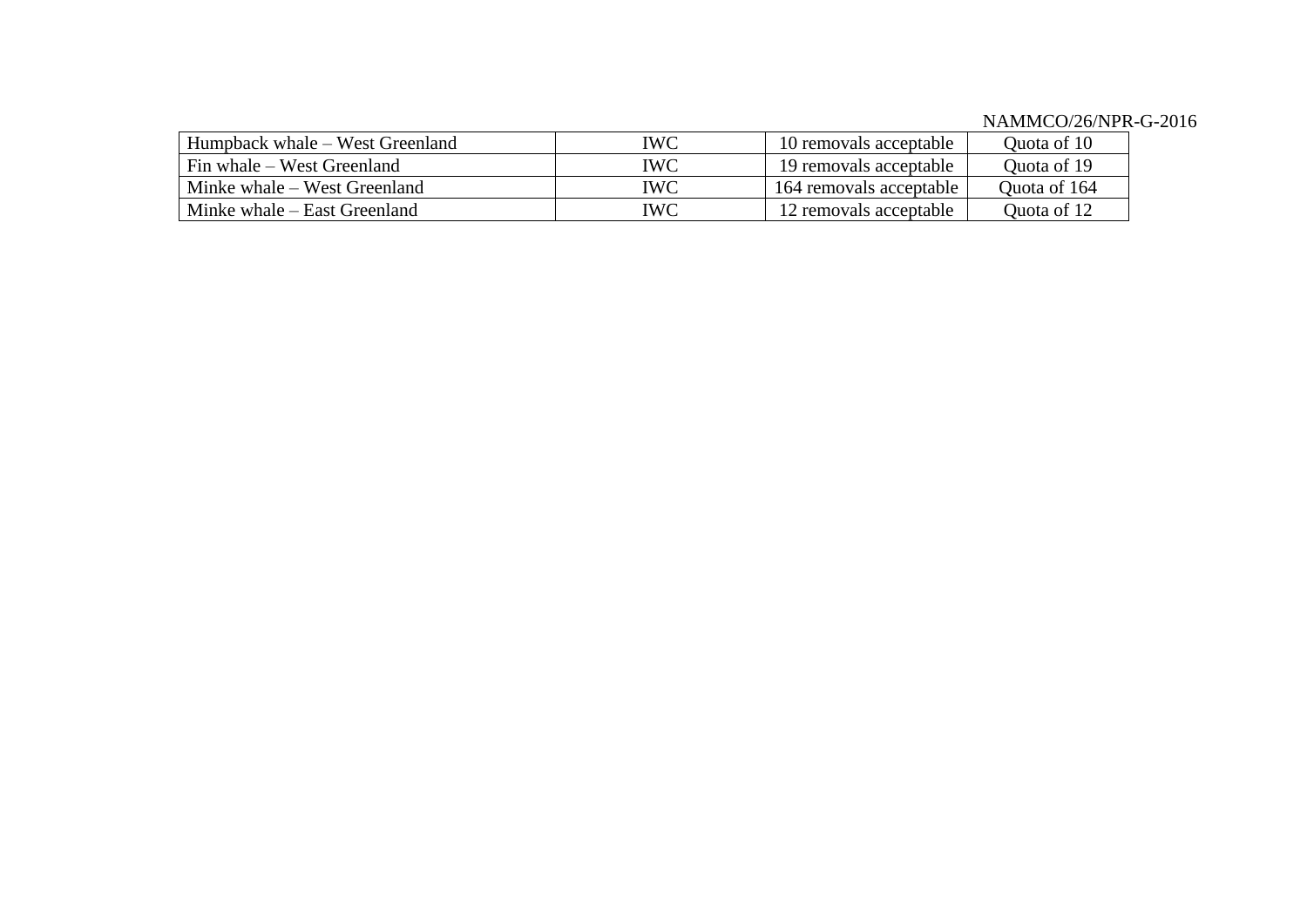| Humpback whale – West Greenland | IWC | 10 removals acceptable | Quota of 10 |
|---|---|---|---|
| Fin whale – West Greenland | IWC | 19 removals acceptable | Quota of 19 |
| Minke whale – West Greenland | IWC | 164 removals acceptable | Quota of 164 |
| Minke whale – East Greenland | IWC | 12 removals acceptable | Quota of 12 |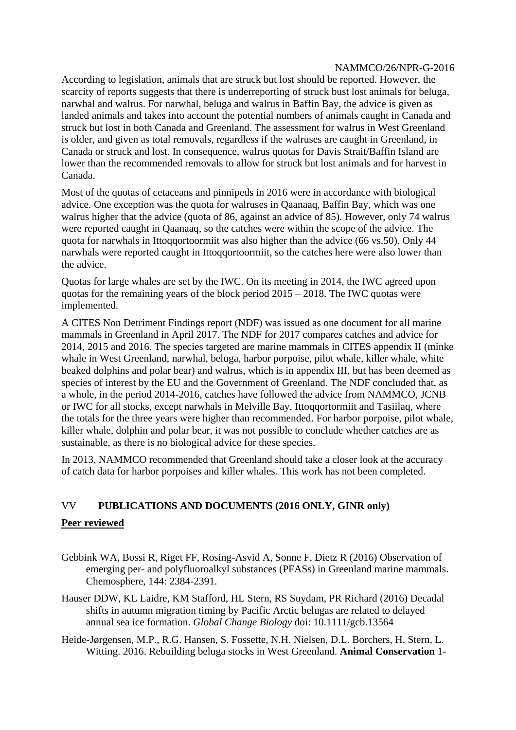According to legislation, animals that are struck but lost should be reported. However, the scarcity of reports suggests that there is underreporting of struck bust lost animals for beluga, narwhal and walrus. For narwhal, beluga and walrus in Baffin Bay, the advice is given as landed animals and takes into account the potential numbers of animals caught in Canada and struck but lost in both Canada and Greenland. The assessment for walrus in West Greenland is older, and given as total removals, regardless if the walruses are caught in Greenland, in Canada or struck and lost. In consequence, walrus quotas for Davis Strait/Baffin Island are lower than the recommended removals to allow for struck but lost animals and for harvest in Canada.

Most of the quotas of cetaceans and pinnipeds in 2016 were in accordance with biological advice. One exception was the quota for walruses in Qaanaaq, Baffin Bay, which was one walrus higher that the advice (quota of 86, against an advice of 85). However, only 74 walrus were reported caught in Qaanaaq, so the catches were within the scope of the advice. The quota for narwhals in Ittoqqortoormiit was also higher than the advice (66 vs.50). Only 44 narwhals were reported caught in Ittoqqortoormiit, so the catches here were also lower than the advice.

Quotas for large whales are set by the IWC. On its meeting in 2014, the IWC agreed upon quotas for the remaining years of the block period 2015 – 2018. The IWC quotas were implemented.

A CITES Non Detriment Findings report (NDF) was issued as one document for all marine mammals in Greenland in April 2017. The NDF for 2017 compares catches and advice for 2014, 2015 and 2016. The species targeted are marine mammals in CITES appendix II (minke whale in West Greenland, narwhal, beluga, harbor porpoise, pilot whale, killer whale, white beaked dolphins and polar bear) and walrus, which is in appendix III, but has been deemed as species of interest by the EU and the Government of Greenland. The NDF concluded that, as a whole, in the period 2014-2016, catches have followed the advice from NAMMCO, JCNB or IWC for all stocks, except narwhals in Melville Bay, Ittoqqortormiit and Tasiilaq, where the totals for the three years were higher than recommended. For harbor porpoise, pilot whale, killer whale, dolphin and polar bear, it was not possible to conclude whether catches are as sustainable, as there is no biological advice for these species.

In 2013, NAMMCO recommended that Greenland should take a closer look at the accuracy of catch data for harbor porpoises and killer whales. This work has not been completed.

## VV PUBLICATIONS AND DOCUMENTS (2016 ONLY, GINR only)

### Peer reviewed

Gebbink WA, Bossi R, Riget FF, Rosing-Asvid A, Sonne F, Dietz R (2016) Observation of emerging per- and polyfluoroalkyl substances (PFASs) in Greenland marine mammals. Chemosphere, 144: 2384-2391.

Hauser DDW, KL Laidre, KM Stafford, HL Stern, RS Suydam, PR Richard (2016) Decadal shifts in autumn migration timing by Pacific Arctic belugas are related to delayed annual sea ice formation. *Global Change Biology* doi: 10.1111/gcb.13564

Heide-Jørgensen, M.P., R.G. Hansen, S. Fossette, N.H. Nielsen, D.L. Borchers, H. Stern, L. Witting. 2016. Rebuilding beluga stocks in West Greenland. **Animal Conservation** 1-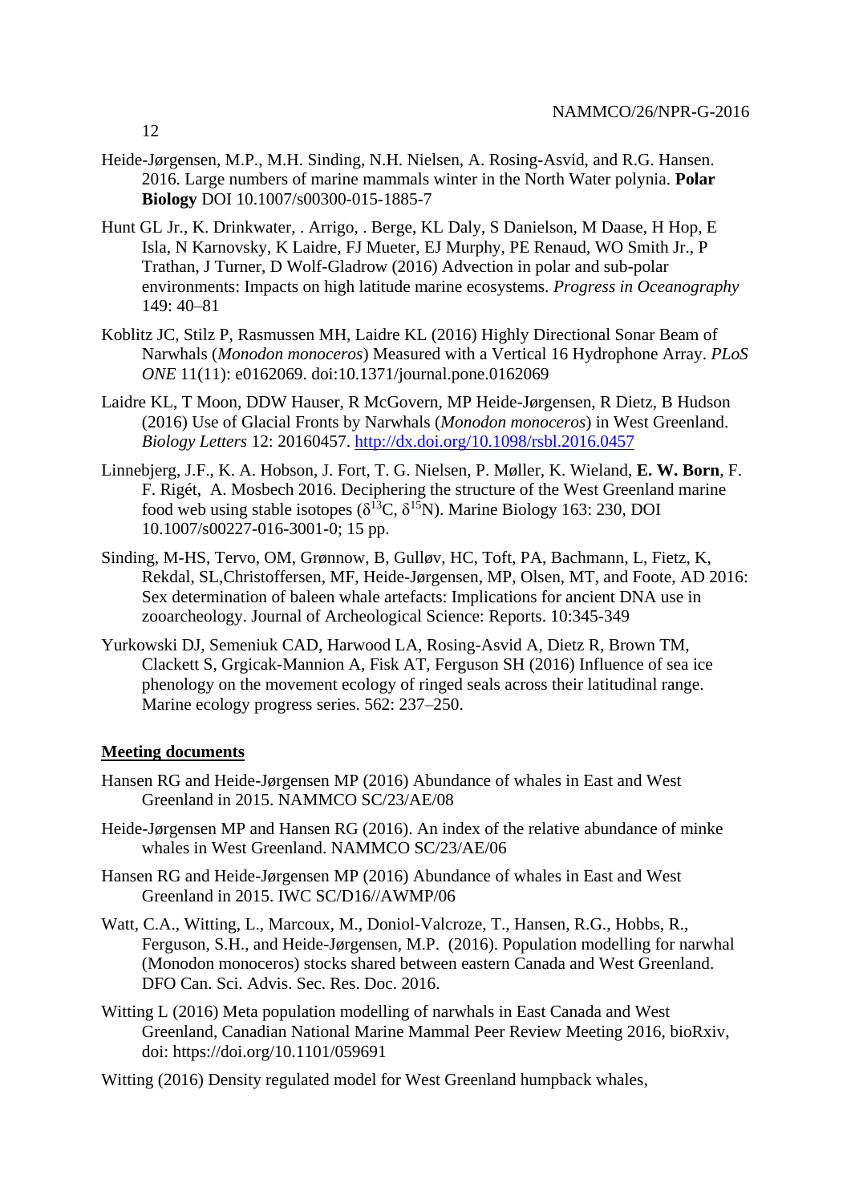Heide-Jørgensen, M.P., M.H. Sinding, N.H. Nielsen, A. Rosing-Asvid, and R.G. Hansen. 2016. Large numbers of marine mammals winter in the North Water polynia. **Polar Biology** DOI 10.1007/s00300-015-1885-7

Hunt GL Jr., K. Drinkwater, . Arrigo, . Berge, KL Daly, S Danielson, M Daase, H Hop, E Isla, N Karnovsky, K Laidre, FJ Mueter, EJ Murphy, PE Renaud, WO Smith Jr., P Trathan, J Turner, D Wolf-Gladrow (2016) Advection in polar and sub-polar environments: Impacts on high latitude marine ecosystems. *Progress in Oceanography* 149: 40–81

Koblitz JC, Stilz P, Rasmussen MH, Laidre KL (2016) Highly Directional Sonar Beam of Narwhals (*Monodon monoceros*) Measured with a Vertical 16 Hydrophone Array. *PLoS ONE* 11(11): e0162069. doi:10.1371/journal.pone.0162069

Laidre KL, T Moon, DDW Hauser, R McGovern, MP Heide-Jørgensen, R Dietz, B Hudson (2016) Use of Glacial Fronts by Narwhals (*Monodon monoceros*) in West Greenland. *Biology Letters* 12: 20160457. http://dx.doi.org/10.1098/rsbl.2016.0457

Linnebjerg, J.F., K. A. Hobson, J. Fort, T. G. Nielsen, P. Møller, K. Wieland, **E. W. Born**, F. F. Rigét, A. Mosbech 2016. Deciphering the structure of the West Greenland marine food web using stable isotopes ($\delta^{13}$C, $\delta^{15}$N). Marine Biology 163: 230, DOI 10.1007/s00227-016-3001-0; 15 pp.

Sinding, M-HS, Tervo, OM, Grønnow, B, Gulløv, HC, Toft, PA, Bachmann, L, Fietz, K, Rekdal, SL,Christoffersen, MF, Heide-Jørgensen, MP, Olsen, MT, and Foote, AD 2016: Sex determination of baleen whale artefacts: Implications for ancient DNA use in zooarcheology. Journal of Archeological Science: Reports. 10:345-349

Yurkowski DJ, Semeniuk CAD, Harwood LA, Rosing-Asvid A, Dietz R, Brown TM, Clackett S, Grgicak-Mannion A, Fisk AT, Ferguson SH (2016) Influence of sea ice phenology on the movement ecology of ringed seals across their latitudinal range. Marine ecology progress series. 562: 237–250.

## Meeting documents

Hansen RG and Heide-Jørgensen MP (2016) Abundance of whales in East and West Greenland in 2015. NAMMCO SC/23/AE/08

Heide-Jørgensen MP and Hansen RG (2016). An index of the relative abundance of minke whales in West Greenland. NAMMCO SC/23/AE/06

Hansen RG and Heide-Jørgensen MP (2016) Abundance of whales in East and West Greenland in 2015. IWC SC/D16//AWMP/06

Watt, C.A., Witting, L., Marcoux, M., Doniol-Valcroze, T., Hansen, R.G., Hobbs, R., Ferguson, S.H., and Heide-Jørgensen, M.P. (2016). Population modelling for narwhal (Monodon monoceros) stocks shared between eastern Canada and West Greenland. DFO Can. Sci. Advis. Sec. Res. Doc. 2016.

Witting L (2016) Meta population modelling of narwhals in East Canada and West Greenland, Canadian National Marine Mammal Peer Review Meeting 2016, bioRxiv, doi: https://doi.org/10.1101/059691

Witting (2016) Density regulated model for West Greenland humpback whales,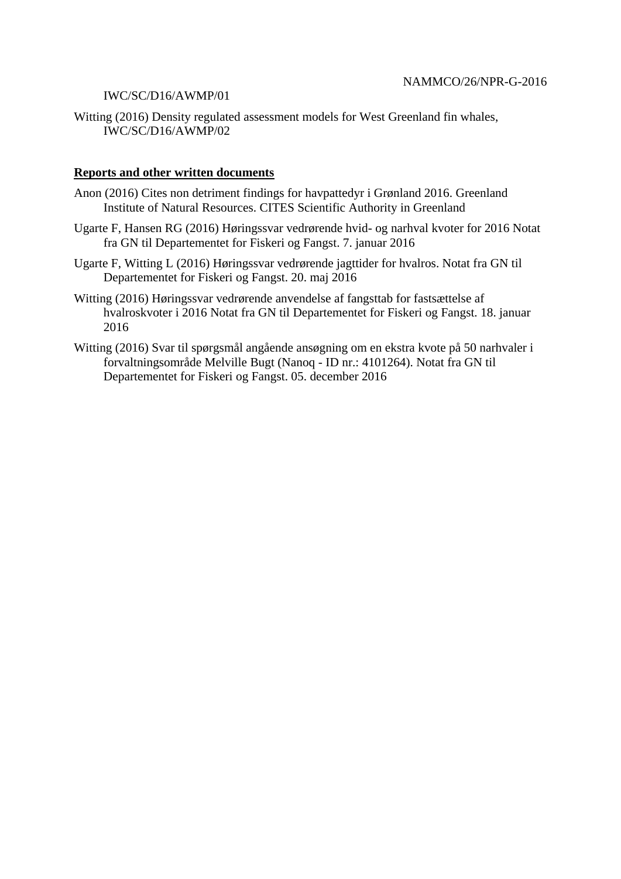IWC/SC/D16/AWMP/01

Witting (2016) Density regulated assessment models for West Greenland fin whales, IWC/SC/D16/AWMP/02

**Reports and other written documents**

Anon (2016) Cites non detriment findings for havpattedyr i Grønland 2016. Greenland Institute of Natural Resources. CITES Scientific Authority in Greenland

Ugarte F, Hansen RG (2016) Høringssvar vedrørende hvid- og narhval kvoter for 2016 Notat fra GN til Departementet for Fiskeri og Fangst. 7. januar 2016

Ugarte F, Witting L (2016) Høringssvar vedrørende jagttider for hvalros. Notat fra GN til Departementet for Fiskeri og Fangst. 20. maj 2016

Witting (2016) Høringssvar vedrørende anvendelse af fangsttab for fastsættelse af hvalroskvoter i 2016 Notat fra GN til Departementet for Fiskeri og Fangst. 18. januar 2016

Witting (2016) Svar til spørgsmål angående ansøgning om en ekstra kvote på 50 narhvaler i forvaltningsområde Melville Bugt (Nanoq - ID nr.: 4101264). Notat fra GN til Departementet for Fiskeri og Fangst. 05. december 2016